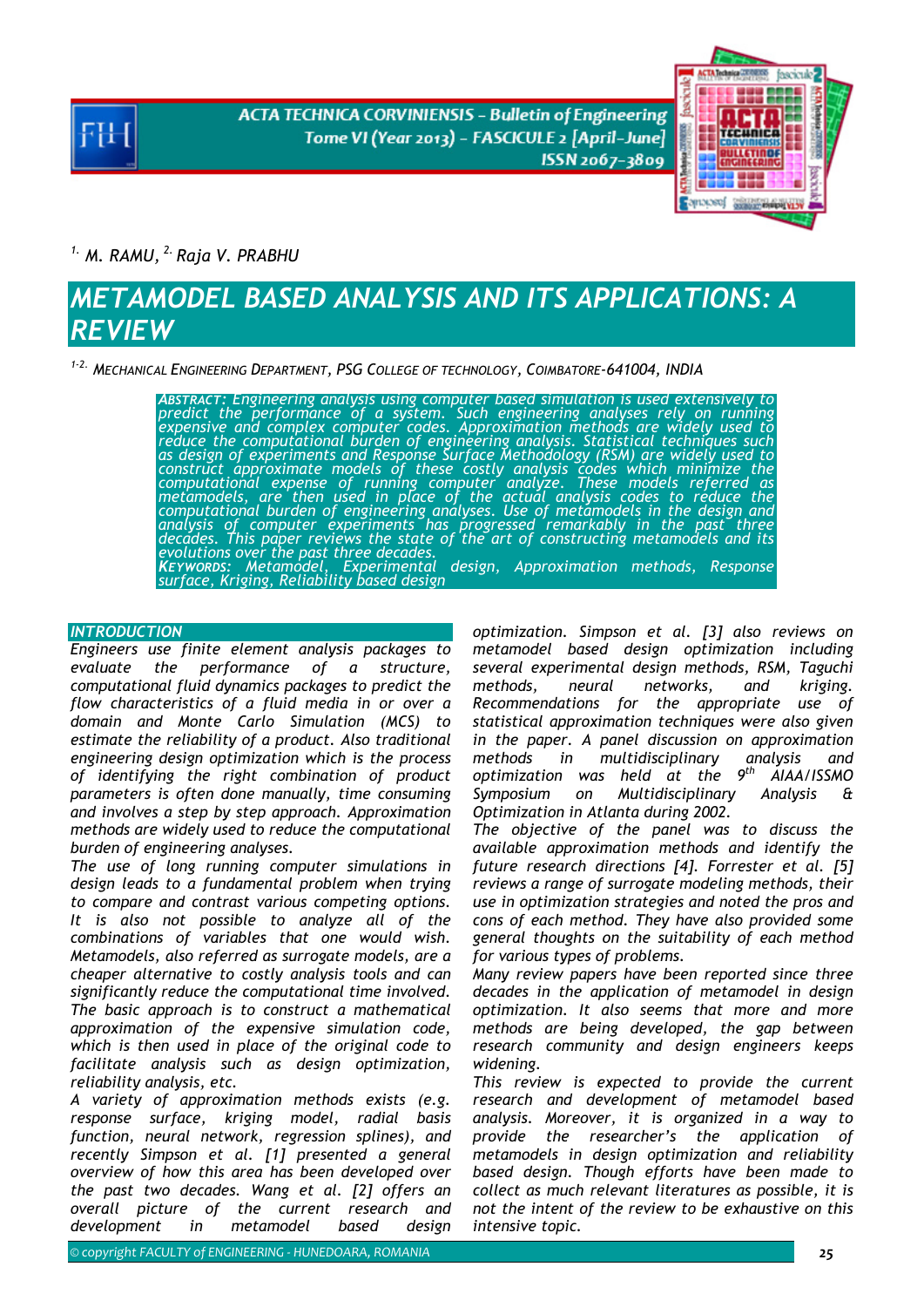*[1.] M. RAMU, [2.] Raja V. PRABHU*

# METAMODEL BASED ANALYSIS AND ITS APPLICATIONS: A REVIEW

*[1-2.] Mechanical Engineering Department, PSG College of technology, Coimbatore-641004, INDIA*

*Abstract: Engineering analysis using computer based simulation is used extensively to predict the performance of a system. Such engineering analyses rely on running expensive and complex computer codes. Approximation methods are widely used to reduce the computational burden of engineering analysis. Statistical techniques such as design of experiments and Response Surface Methodology (RSM) are widely used to construct approximate models of these costly analysis codes which minimize the computational expense of running computer analyze. These models referred as metamodels, are then used in place of the actual analysis codes to reduce the computational burden of engineering analyses. Use of metamodels in the design and analysis of computer experiments has progressed remarkably in the past three decades. This paper reviews the state of the art of constructing metamodels and its evolutions over the past three decades.*

*Keywords: Metamodel, Experimental design, Approximation methods, Response surface, Kriging, Reliability based design*

## INTRODUCTION

*Engineers use finite element analysis packages to evaluate the performance of a structure, computational fluid dynamics packages to predict the flow characteristics of a fluid media in or over a domain and Monte Carlo Simulation (MCS) to estimate the reliability of a product. Also traditional engineering design optimization which is the process of identifying the right combination of product parameters is often done manually, time consuming and involves a step by step approach. Approximation methods are widely used to reduce the computational burden of engineering analyses.*

*The use of long running computer simulations in design leads to a fundamental problem when trying to compare and contrast various competing options. It is also not possible to analyze all of the combinations of variables that one would wish. Metamodels, also referred as surrogate models, are a cheaper alternative to costly analysis tools and can significantly reduce the computational time involved. The basic approach is to construct a mathematical approximation of the expensive simulation code, which is then used in place of the original code to facilitate analysis such as design optimization, reliability analysis, etc.*

*A variety of approximation methods exists (e.g. response surface, kriging model, radial basis function, neural network, regression splines), and recently Simpson et al. [1] presented a general overview of how this area has been developed over the past two decades. Wang et al. [2] offers an overall picture of the current research and development in metamodel based design optimization. Simpson et al. [3] also reviews on metamodel based design optimization including several experimental design methods, RSM, Taguchi methods, neural networks, and kriging. Recommendations for the appropriate use of statistical approximation techniques were also given in the paper. A panel discussion on approximation methods in multidisciplinary analysis and optimization was held at the 9th AIAA/ISSMO Symposium on Multidisciplinary Analysis & Optimization in Atlanta during 2002.*

*The objective of the panel was to discuss the available approximation methods and identify the future research directions [4]. Forrester et al. [5] reviews a range of surrogate modeling methods, their use in optimization strategies and noted the pros and cons of each method. They have also provided some general thoughts on the suitability of each method for various types of problems.*

*Many review papers have been reported since three decades in the application of metamodel in design optimization. It also seems that more and more methods are being developed, the gap between research community and design engineers keeps widening.*

*This review is expected to provide the current research and development of metamodel based analysis. Moreover, it is organized in a way to provide the researcher's the application of metamodels in design optimization and reliability based design. Though efforts have been made to collect as much relevant literatures as possible, it is not the intent of the review to be exhaustive on this intensive topic.*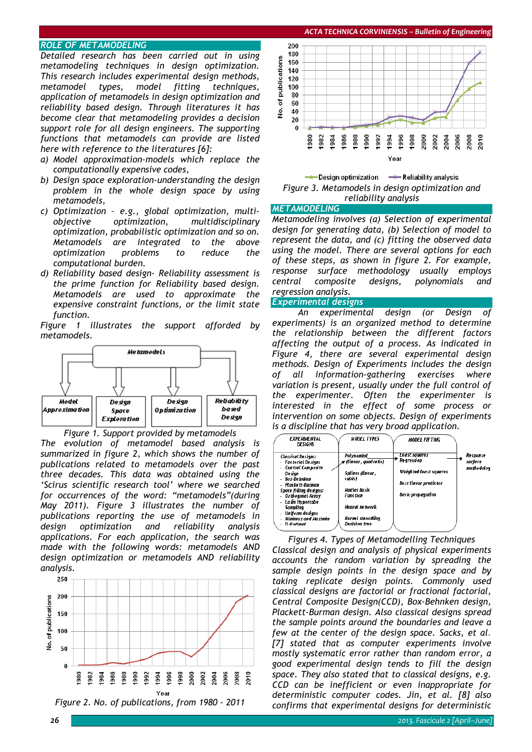## ROLE OF METAMODELING

*Detailed research has been carried out in using metamodeling techniques in design optimization. This research includes experimental design methods, metamodel types, model fitting techniques, application of metamodels in design optimization and reliability based design. Through literatures it has become clear that metamodeling provides a decision support role for all design engineers. The supporting functions that metamodels can provide are listed here with reference to the literatures [6]:*

*a) Model approximation-models which replace the computationally expensive codes,*

*b) Design space exploration-understanding the design problem in the whole design space by using metamodels,*

*c) Optimization – e.g., global optimization, multi-objective optimization, multidisciplinary optimization, probabilistic optimization and so on. Metamodels are integrated to the above optimization problems to reduce the computational burden.*

*d) Reliability based design- Reliability assessment is the prime function for Reliability based design. Metamodels are used to approximate the expensive constraint functions, or the limit state function.*

*Figure 1 illustrates the support afforded by metamodels.*

*Figure 1. Support provided by metamodels*

*The evolution of metamodel based analysis is summarized in figure 2, which shows the number of publications related to metamodels over the past three decades. This data was obtained using the 'Scirus scientific research tool' where we searched for occurrences of the word: "metamodels"(during May 2011). Figure 3 illustrates the number of publications reporting the use of metamodels in design optimization and reliability analysis applications. For each application, the search was made with the following words: metamodels AND design optimization or metamodels AND reliability analysis.*

*Figure 2. No. of publications, from 1980 - 2011*

*Figure 3. Metamodels in design optimization and reliability analysis*

## METAMODELING

*Metamodeling involves (a) Selection of experimental design for generating data, (b) Selection of model to represent the data, and (c) fitting the observed data using the model. There are several options for each of these steps, as shown in figure 2. For example, response surface methodology usually employs central composite designs, polynomials and regression analysis.*

### Experimental designs

*An experimental design (or Design of experiments) is an organized method to determine the relationship between the different factors affecting the output of a process. As indicated in Figure 4, there are several experimental design methods. Design of Experiments includes the design of all information-gathering exercises where variation is present, usually under the full control of the experimenter. Often the experimenter is interested in the effect of some process or intervention on some objects. Design of experiments is a discipline that has very broad application.*

*Figures 4. Types of Metamodelling Techniques*

*Classical design and analysis of physical experiments accounts the random variation by spreading the sample design points in the design space and by taking replicate design points. Commonly used classical designs are factorial or fractional factorial, Central Composite Design(CCD), Box-Behnken design, Plackett-Burman design. Also classical designs spread the sample points around the boundaries and leave a few at the center of the design space. Sacks, et al. [7] stated that as computer experiments involve mostly systematic error rather than random error, a good experimental design tends to fill the design space. They also stated that to classical designs, e.g. CCD can be inefficient or even inappropriate for deterministic computer codes. Jin, et al. [8] also confirms that experimental designs for deterministic*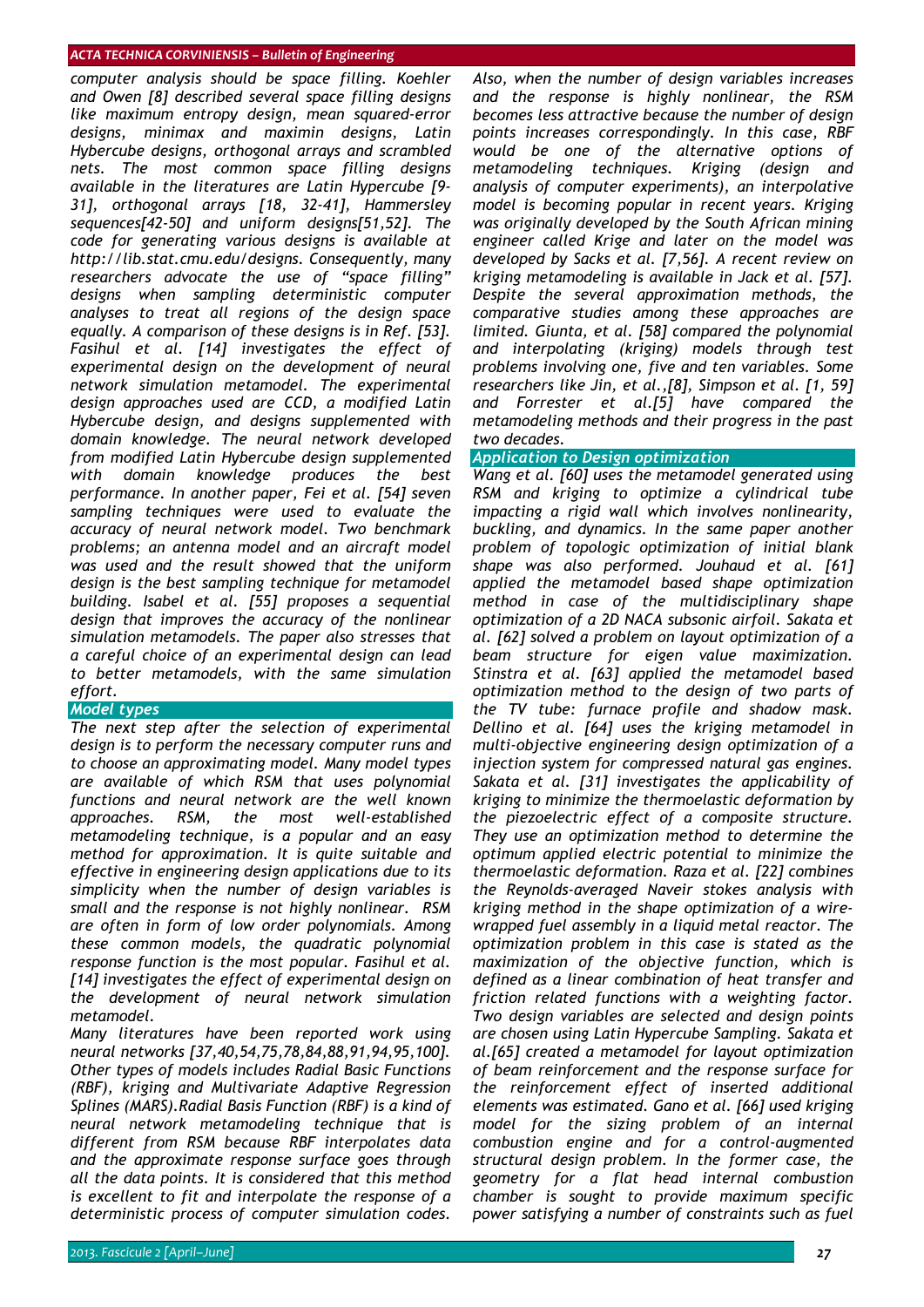computer analysis should be space filling. Koehler and Owen [8] described several space filling designs like maximum entropy design, mean squared-error designs, minimax and maximin designs, Latin Hybercube designs, orthogonal arrays and scrambled nets. The most common space filling designs available in the literatures are Latin Hypercube [9-31], orthogonal arrays [18, 32-41], Hammersley sequences[42-50] and uniform designs[51,52]. The code for generating various designs is available at http://lib.stat.cmu.edu/designs. Consequently, many researchers advocate the use of "space filling" designs when sampling deterministic computer analyses to treat all regions of the design space equally. A comparison of these designs is in Ref. [53]. Fasihul et al. [14] investigates the effect of experimental design on the development of neural network simulation metamodel. The experimental design approaches used are CCD, a modified Latin Hybercube design, and designs supplemented with domain knowledge. The neural network developed from modified Latin Hybercube design supplemented with domain knowledge produces the best performance. In another paper, Fei et al. [54] seven sampling techniques were used to evaluate the accuracy of neural network model. Two benchmark problems; an antenna model and an aircraft model was used and the result showed that the uniform design is the best sampling technique for metamodel building. Isabel et al. [55] proposes a sequential design that improves the accuracy of the nonlinear simulation metamodels. The paper also stresses that a careful choice of an experimental design can lead to better metamodels, with the same simulation effort.

## Model types

The next step after the selection of experimental design is to perform the necessary computer runs and to choose an approximating model. Many model types are available of which RSM that uses polynomial functions and neural network are the well known approaches. RSM, the most well-established metamodeling technique, is a popular and an easy method for approximation. It is quite suitable and effective in engineering design applications due to its simplicity when the number of design variables is small and the response is not highly nonlinear. RSM are often in form of low order polynomials. Among these common models, the quadratic polynomial response function is the most popular. Fasihul et al. [14] investigates the effect of experimental design on the development of neural network simulation metamodel.

Many literatures have been reported work using neural networks [37,40,54,75,78,84,88,91,94,95,100]. Other types of models includes Radial Basic Functions (RBF), kriging and Multivariate Adaptive Regression Splines (MARS).Radial Basis Function (RBF) is a kind of neural network metamodeling technique that is different from RSM because RBF interpolates data and the approximate response surface goes through all the data points. It is considered that this method is excellent to fit and interpolate the response of a deterministic process of computer simulation codes. Also, when the number of design variables increases and the response is highly nonlinear, the RSM becomes less attractive because the number of design points increases correspondingly. In this case, RBF would be one of the alternative options of metamodeling techniques. Kriging (design and analysis of computer experiments), an interpolative model is becoming popular in recent years. Kriging was originally developed by the South African mining engineer called Krige and later on the model was developed by Sacks et al. [7,56]. A recent review on kriging metamodeling is available in Jack et al. [57]. Despite the several approximation methods, the comparative studies among these approaches are limited. Giunta, et al. [58] compared the polynomial and interpolating (kriging) models through test problems involving one, five and ten variables. Some researchers like Jin, et al.,[8], Simpson et al. [1, 59] and Forrester et al.[5] have compared the metamodeling methods and their progress in the past two decades.

## Application to Design optimization

Wang et al. [60] uses the metamodel generated using RSM and kriging to optimize a cylindrical tube impacting a rigid wall which involves nonlinearity, buckling, and dynamics. In the same paper another problem of topologic optimization of initial blank shape was also performed. Jouhaud et al. [61] applied the metamodel based shape optimization method in case of the multidisciplinary shape optimization of a 2D NACA subsonic airfoil. Sakata et al. [62] solved a problem on layout optimization of a beam structure for eigen value maximization. Stinstra et al. [63] applied the metamodel based optimization method to the design of two parts of the TV tube: furnace profile and shadow mask. Dellino et al. [64] uses the kriging metamodel in multi-objective engineering design optimization of a injection system for compressed natural gas engines. Sakata et al. [31] investigates the applicability of kriging to minimize the thermoelastic deformation by the piezoelectric effect of a composite structure. They use an optimization method to determine the optimum applied electric potential to minimize the thermoelastic deformation. Raza et al. [22] combines the Reynolds-averaged Naveir stokes analysis with kriging method in the shape optimization of a wire-wrapped fuel assembly in a liquid metal reactor. The optimization problem in this case is stated as the maximization of the objective function, which is defined as a linear combination of heat transfer and friction related functions with a weighting factor. Two design variables are selected and design points are chosen using Latin Hypercube Sampling. Sakata et al.[65] created a metamodel for layout optimization of beam reinforcement and the response surface for the reinforcement effect of inserted additional elements was estimated. Gano et al. [66] used kriging model for the sizing problem of an internal combustion engine and for a control-augmented structural design problem. In the former case, the geometry for a flat head internal combustion chamber is sought to provide maximum specific power satisfying a number of constraints such as fuel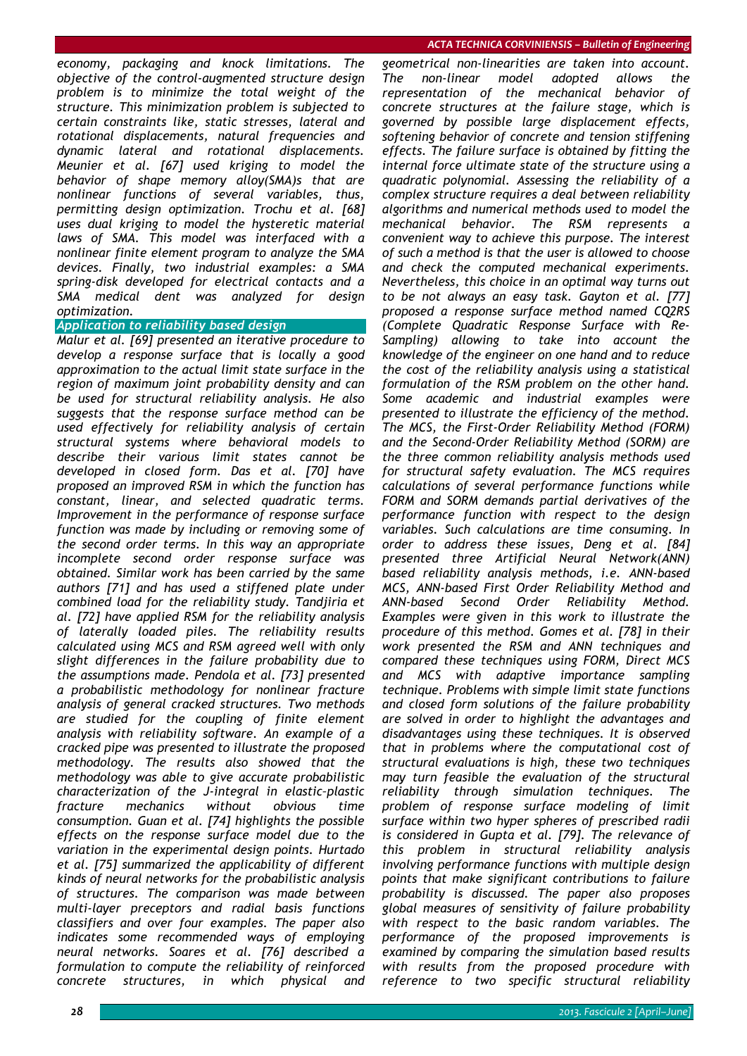*economy, packaging and knock limitations. The objective of the control-augmented structure design problem is to minimize the total weight of the structure. This minimization problem is subjected to certain constraints like, static stresses, lateral and rotational displacements, natural frequencies and dynamic lateral and rotational displacements. Meunier et al. [67] used kriging to model the behavior of shape memory alloy(SMA)s that are nonlinear functions of several variables, thus, permitting design optimization. Trochu et al. [68] uses dual kriging to model the hysteretic material laws of SMA. This model was interfaced with a nonlinear finite element program to analyze the SMA devices. Finally, two industrial examples: a SMA spring-disk developed for electrical contacts and a SMA medical dent was analyzed for design optimization.*

### *Application to reliability based design*

*Malur et al. [69] presented an iterative procedure to develop a response surface that is locally a good approximation to the actual limit state surface in the region of maximum joint probability density and can be used for structural reliability analysis. He also suggests that the response surface method can be used effectively for reliability analysis of certain structural systems where behavioral models to describe their various limit states cannot be developed in closed form. Das et al. [70] have proposed an improved RSM in which the function has constant, linear, and selected quadratic terms. Improvement in the performance of response surface function was made by including or removing some of the second order terms. In this way an appropriate incomplete second order response surface was obtained. Similar work has been carried by the same authors [71] and has used a stiffened plate under combined load for the reliability study. Tandjiria et al. [72] have applied RSM for the reliability analysis of laterally loaded piles. The reliability results calculated using MCS and RSM agreed well with only slight differences in the failure probability due to the assumptions made. Pendola et al. [73] presented a probabilistic methodology for nonlinear fracture analysis of general cracked structures. Two methods are studied for the coupling of finite element analysis with reliability software. An example of a cracked pipe was presented to illustrate the proposed methodology. The results also showed that the methodology was able to give accurate probabilistic characterization of the J-integral in elastic-plastic fracture mechanics without obvious time consumption. Guan et al. [74] highlights the possible effects on the response surface model due to the variation in the experimental design points. Hurtado et al. [75] summarized the applicability of different kinds of neural networks for the probabilistic analysis of structures. The comparison was made between multi-layer preceptors and radial basis functions classifiers and over four examples. The paper also indicates some recommended ways of employing neural networks. Soares et al. [76] described a formulation to compute the reliability of reinforced concrete structures, in which physical and geometrical non-linearities are taken into account. The non-linear model adopted allows the representation of the mechanical behavior of concrete structures at the failure stage, which is governed by possible large displacement effects, softening behavior of concrete and tension stiffening effects. The failure surface is obtained by fitting the internal force ultimate state of the structure using a quadratic polynomial. Assessing the reliability of a complex structure requires a deal between reliability algorithms and numerical methods used to model the mechanical behavior. The RSM represents a convenient way to achieve this purpose. The interest of such a method is that the user is allowed to choose and check the computed mechanical experiments. Nevertheless, this choice in an optimal way turns out to be not always an easy task. Gayton et al. [77] proposed a response surface method named CQ2RS (Complete Quadratic Response Surface with Re-Sampling) allowing to take into account the knowledge of the engineer on one hand and to reduce the cost of the reliability analysis using a statistical formulation of the RSM problem on the other hand. Some academic and industrial examples were presented to illustrate the efficiency of the method. The MCS, the First-Order Reliability Method (FORM) and the Second-Order Reliability Method (SORM) are the three common reliability analysis methods used for structural safety evaluation. The MCS requires calculations of several performance functions while FORM and SORM demands partial derivatives of the performance function with respect to the design variables. Such calculations are time consuming. In order to address these issues, Deng et al. [84] presented three Artificial Neural Network(ANN) based reliability analysis methods, i.e. ANN-based MCS, ANN-based First Order Reliability Method and ANN-based Second Order Reliability Method. Examples were given in this work to illustrate the procedure of this method. Gomes et al. [78] in their work presented the RSM and ANN techniques and compared these techniques using FORM, Direct MCS and MCS with adaptive importance sampling technique. Problems with simple limit state functions and closed form solutions of the failure probability are solved in order to highlight the advantages and disadvantages using these techniques. It is observed that in problems where the computational cost of structural evaluations is high, these two techniques may turn feasible the evaluation of the structural reliability through simulation techniques. The problem of response surface modeling of limit surface within two hyper spheres of prescribed radii is considered in Gupta et al. [79]. The relevance of this problem in structural reliability analysis involving performance functions with multiple design points that make significant contributions to failure probability is discussed. The paper also proposes global measures of sensitivity of failure probability with respect to the basic random variables. The performance of the proposed improvements is examined by comparing the simulation based results with results from the proposed procedure with reference to two specific structural reliability*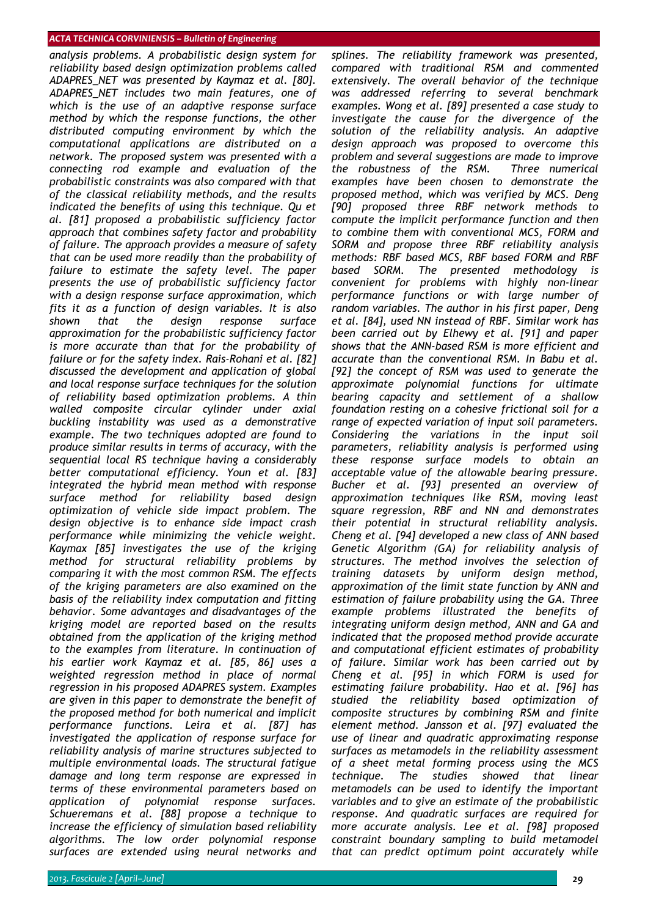*analysis problems. A probabilistic design system for reliability based design optimization problems called ADAPRES_NET was presented by Kaymaz et al. [80]. ADAPRES_NET includes two main features, one of which is the use of an adaptive response surface method by which the response functions, the other distributed computing environment by which the computational applications are distributed on a network. The proposed system was presented with a connecting rod example and evaluation of the probabilistic constraints was also compared with that of the classical reliability methods, and the results indicated the benefits of using this technique. Qu et al. [81] proposed a probabilistic sufficiency factor approach that combines safety factor and probability of failure. The approach provides a measure of safety that can be used more readily than the probability of failure to estimate the safety level. The paper presents the use of probabilistic sufficiency factor with a design response surface approximation, which fits it as a function of design variables. It is also shown that the design response surface approximation for the probabilistic sufficiency factor is more accurate than that for the probability of failure or for the safety index. Rais-Rohani et al. [82] discussed the development and application of global and local response surface techniques for the solution of reliability based optimization problems. A thin walled composite circular cylinder under axial buckling instability was used as a demonstrative example. The two techniques adopted are found to produce similar results in terms of accuracy, with the sequential local RS technique having a considerably better computational efficiency. Youn et al. [83] integrated the hybrid mean method with response surface method for reliability based design optimization of vehicle side impact problem. The design objective is to enhance side impact crash performance while minimizing the vehicle weight. Kaymax [85] investigates the use of the kriging method for structural reliability problems by comparing it with the most common RSM. The effects of the kriging parameters are also examined on the basis of the reliability index computation and fitting behavior. Some advantages and disadvantages of the kriging model are reported based on the results obtained from the application of the kriging method to the examples from literature. In continuation of his earlier work Kaymaz et al. [85, 86] uses a weighted regression method in place of normal regression in his proposed ADAPRES system. Examples are given in this paper to demonstrate the benefit of the proposed method for both numerical and implicit performance functions. Leira et al. [87] has investigated the application of response surface for reliability analysis of marine structures subjected to multiple environmental loads. The structural fatigue damage and long term response are expressed in terms of these environmental parameters based on application of polynomial response surfaces. Schueremans et al. [88] propose a technique to increase the efficiency of simulation based reliability algorithms. The low order polynomial response surfaces are extended using neural networks and splines. The reliability framework was presented, compared with traditional RSM and commented extensively. The overall behavior of the technique was addressed referring to several benchmark examples. Wong et al. [89] presented a case study to investigate the cause for the divergence of the solution of the reliability analysis. An adaptive design approach was proposed to overcome this problem and several suggestions are made to improve the robustness of the RSM. Three numerical examples have been chosen to demonstrate the proposed method, which was verified by MCS. Deng [90] proposed three RBF network methods to compute the implicit performance function and then to combine them with conventional MCS, FORM and SORM and propose three RBF reliability analysis methods: RBF based MCS, RBF based FORM and RBF based SORM. The presented methodology is convenient for problems with highly non-linear performance functions or with large number of random variables. The author in his first paper, Deng et al. [84], used NN instead of RBF. Similar work has been carried out by Elhewy et al. [91] and paper shows that the ANN-based RSM is more efficient and accurate than the conventional RSM. In Babu et al. [92] the concept of RSM was used to generate the approximate polynomial functions for ultimate bearing capacity and settlement of a shallow foundation resting on a cohesive frictional soil for a range of expected variation of input soil parameters. Considering the variations in the input soil parameters, reliability analysis is performed using these response surface models to obtain an acceptable value of the allowable bearing pressure. Bucher et al. [93] presented an overview of approximation techniques like RSM, moving least square regression, RBF and NN and demonstrates their potential in structural reliability analysis. Cheng et al. [94] developed a new class of ANN based Genetic Algorithm (GA) for reliability analysis of structures. The method involves the selection of training datasets by uniform design method, approximation of the limit state function by ANN and estimation of failure probability using the GA. Three example problems illustrated the benefits of integrating uniform design method, ANN and GA and indicated that the proposed method provide accurate and computational efficient estimates of probability of failure. Similar work has been carried out by Cheng et al. [95] in which FORM is used for estimating failure probability. Hao et al. [96] has studied the reliability based optimization of composite structures by combining RSM and finite element method. Jansson et al. [97] evaluated the use of linear and quadratic approximating response surfaces as metamodels in the reliability assessment of a sheet metal forming process using the MCS technique. The studies showed that linear metamodels can be used to identify the important variables and to give an estimate of the probabilistic response. And quadratic surfaces are required for more accurate analysis. Lee et al. [98] proposed constraint boundary sampling to build metamodel that can predict optimum point accurately while*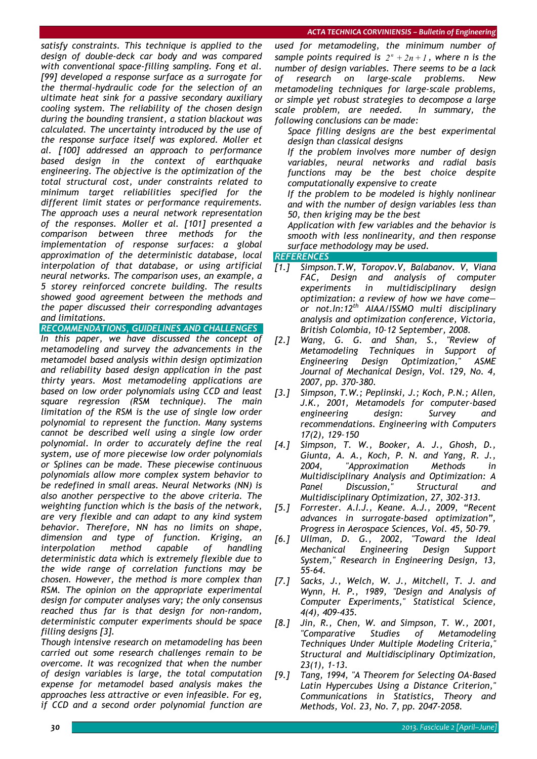*satisfy constraints. This technique is applied to the design of double-deck car body and was compared with conventional space-filling sampling. Fong et al. [99] developed a response surface as a surrogate for the thermal-hydraulic code for the selection of an ultimate heat sink for a passive secondary auxiliary cooling system. The reliability of the chosen design during the bounding transient, a station blackout was calculated. The uncertainty introduced by the use of the response surface itself was explored. Moller et al. [100] addressed an approach to performance based design in the context of earthquake engineering. The objective is the optimization of the total structural cost, under constraints related to minimum target reliabilities specified for the different limit states or performance requirements. The approach uses a neural network representation of the responses. Moller et al. [101] presented a comparison between three methods for the implementation of response surfaces: a global approximation of the deterministic database, local interpolation of that database, or using artificial neural networks. The comparison uses, an example, a 5 storey reinforced concrete building. The results showed good agreement between the methods and the paper discussed their corresponding advantages and limitations.*

## RECOMMENDATIONS, GUIDELINES AND CHALLENGES

*In this paper, we have discussed the concept of metamodeling and survey the advancements in the metamodel based analysis within design optimization and reliability based design application in the past thirty years. Most metamodeling applications are based on low order polynomials using CCD and least square regression (RSM technique). The main limitation of the RSM is the use of single low order polynomial to represent the function. Many systems cannot be described well using a single low order polynomial. In order to accurately define the real system, use of more piecewise low order polynomials or Splines can be made. These piecewise continuous polynomials allow more complex system behavior to be redefined in small areas. Neural Networks (NN) is also another perspective to the above criteria. The weighting function which is the basis of the network, are very flexible and can adapt to any kind system behavior. Therefore, NN has no limits on shape, dimension and type of function. Kriging, an interpolation method capable of handling deterministic data which is extremely flexible due to the wide range of correlation functions may be chosen. However, the method is more complex than RSM. The opinion on the appropriate experimental design for computer analyses vary; the only consensus reached thus far is that design for non-random, deterministic computer experiments should be space filling designs [3].*

*Though intensive research on metamodeling has been carried out some research challenges remain to be overcome. It was recognized that when the number of design variables is large, the total computation expense for metamodel based analysis makes the approaches less attractive or even infeasible. For eg, if CCD and a second order polynomial function are used for metamodeling, the minimum number of sample points required is $2^n + 2n + 1$, where n is the number of design variables. There seems to be a lack of research on large-scale problems. New metamodeling techniques for large-scale problems, or simple yet robust strategies to decompose a large scale problem, are needed. In summary, the following conclusions can be made:*

- *Space filling designs are the best experimental design than classical designs*
- *If the problem involves more number of design variables, neural networks and radial basis functions may be the best choice despite computationally expensive to create*
- *If the problem to be modeled is highly nonlinear and with the number of design variables less than 50, then kriging may be the best*
- *Application with few variables and the behavior is smooth with less nonlinearity, and then response surface methodology may be used.*

## REFERENCES

- [1.] *Simpson.T.W, Toropov.V, Balabanov. V, Viana FAC, Design and analysis of computer experiments in multidisciplinary design optimization: a review of how we have come—or not.In:12th AIAA/ISSMO multi disciplinary analysis and optimization conference, Victoria, British Colombia, 10–12 September, 2008.*
- [2.] *Wang, G. G. and Shan, S., "Review of Metamodeling Techniques in Support of Engineering Design Optimization," ASME Journal of Mechanical Design, Vol. 129, No. 4, 2007, pp. 370-380.*
- [3.] *Simpson, T.W.; Peplinski, J.; Koch, P.N.; Allen, J.K., 2001, Metamodels for computer-based engineering design: Survey and recommendations. Engineering with Computers 17(2), 129–150*
- [4.] *Simpson, T. W., Booker, A. J., Ghosh, D., Giunta, A. A., Koch, P. N. and Yang, R. J., 2004, "Approximation Methods in Multidisciplinary Analysis and Optimization: A Panel Discussion," Structural and Multidisciplinary Optimization, 27, 302-313.*
- [5.] *Forrester. A.I.J., Keane. A.J., 2009, "Recent advances in surrogate-based optimization", Progress in Aerospace Sciences, Vol. 45, 50-79.*
- [6.] *Ullman, D. G., 2002, "Toward the Ideal Mechanical Engineering Design Support System," Research in Engineering Design, 13, 55-64.*
- [7.] *Sacks, J., Welch, W. J., Mitchell, T. J. and Wynn, H. P., 1989, "Design and Analysis of Computer Experiments," Statistical Science, 4(4), 409-435.*
- [8.] *Jin, R., Chen, W. and Simpson, T. W., 2001, "Comparative Studies of Metamodeling Techniques Under Multiple Modeling Criteria," Structural and Multidisciplinary Optimization, 23(1), 1-13.*
- [9.] *Tang, 1994, "A Theorem for Selecting OA-Based Latin Hypercubes Using a Distance Criterion," Communications in Statistics, Theory and Methods, Vol. 23, No. 7, pp. 2047-2058.*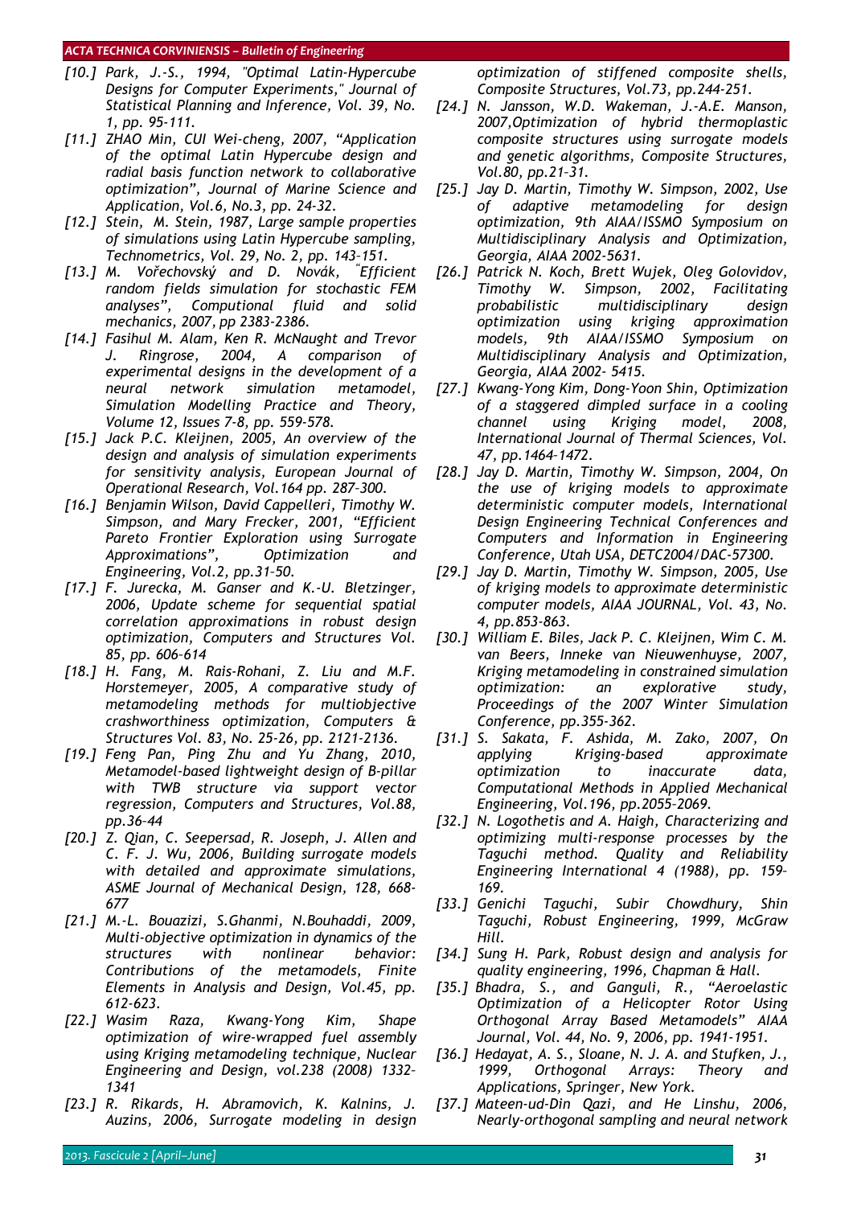*[10.] Park, J.-S., 1994, "Optimal Latin-Hypercube Designs for Computer Experiments," Journal of Statistical Planning and Inference, Vol. 39, No. 1, pp. 95-111.*

*[11.] ZHAO Min, CUI Wei-cheng, 2007, "Application of the optimal Latin Hypercube design and radial basis function network to collaborative optimization", Journal of Marine Science and Application, Vol.6, No.3, pp. 24-32.*

*[12.] Stein, M. Stein, 1987, Large sample properties of simulations using Latin Hypercube sampling, Technometrics, Vol. 29, No. 2, pp. 143-151.*

*[13.] M. Vořechovský and D. Novák, "Efficient random fields simulation for stochastic FEM analyses", Computional fluid and solid mechanics, 2007, pp 2383-2386.*

*[14.] Fasihul M. Alam, Ken R. McNaught and Trevor J. Ringrose, 2004, A comparison of experimental designs in the development of a neural network simulation metamodel, Simulation Modelling Practice and Theory, Volume 12, Issues 7-8, pp. 559-578.*

*[15.] Jack P.C. Kleijnen, 2005, An overview of the design and analysis of simulation experiments for sensitivity analysis, European Journal of Operational Research, Vol.164 pp. 287–300.*

*[16.] Benjamin Wilson, David Cappelleri, Timothy W. Simpson, and Mary Frecker, 2001, "Efficient Pareto Frontier Exploration using Surrogate Approximations", Optimization and Engineering, Vol.2, pp.31-50.*

*[17.] F. Jurecka, M. Ganser and K.-U. Bletzinger, 2006, Update scheme for sequential spatial correlation approximations in robust design optimization, Computers and Structures Vol. 85, pp. 606–614*

*[18.] H. Fang, M. Rais-Rohani, Z. Liu and M.F. Horstemeyer, 2005, A comparative study of metamodeling methods for multiobjective crashworthiness optimization, Computers & Structures Vol. 83, No. 25-26, pp. 2121-2136.*

*[19.] Feng Pan, Ping Zhu and Yu Zhang, 2010, Metamodel-based lightweight design of B-pillar with TWB structure via support vector regression, Computers and Structures, Vol.88, pp.36–44*

*[20.] Z. Qian, C. Seepersad, R. Joseph, J. Allen and C. F. J. Wu, 2006, Building surrogate models with detailed and approximate simulations, ASME Journal of Mechanical Design, 128, 668-677*

*[21.] M.-L. Bouazizi, S.Ghanmi, N.Bouhaddi, 2009, Multi-objective optimization in dynamics of the structures with nonlinear behavior: Contributions of the metamodels, Finite Elements in Analysis and Design, Vol.45, pp. 612-623.*

*[22.] Wasim Raza, Kwang-Yong Kim, Shape optimization of wire-wrapped fuel assembly using Kriging metamodeling technique, Nuclear Engineering and Design, vol.238 (2008) 1332–1341*

*[23.] R. Rikards, H. Abramovich, K. Kalnins, J. Auzins, 2006, Surrogate modeling in design optimization of stiffened composite shells, Composite Structures, Vol.73, pp.244-251.*

*[24.] N. Jansson, W.D. Wakeman, J.-A.E. Manson, 2007,Optimization of hybrid thermoplastic composite structures using surrogate models and genetic algorithms, Composite Structures, Vol.80, pp.21-31.*

*[25.] Jay D. Martin, Timothy W. Simpson, 2002, Use of adaptive metamodeling for design optimization, 9th AIAA/ISSMO Symposium on Multidisciplinary Analysis and Optimization, Georgia, AIAA 2002-5631.*

*[26.] Patrick N. Koch, Brett Wujek, Oleg Golovidov, Timothy W. Simpson, 2002, Facilitating probabilistic multidisciplinary design optimization using kriging approximation models, 9th AIAA/ISSMO Symposium on Multidisciplinary Analysis and Optimization, Georgia, AIAA 2002- 5415.*

*[27.] Kwang-Yong Kim, Dong-Yoon Shin, Optimization of a staggered dimpled surface in a cooling channel using Kriging model, 2008, International Journal of Thermal Sciences, Vol. 47, pp.1464–1472.*

*[28.] Jay D. Martin, Timothy W. Simpson, 2004, On the use of kriging models to approximate deterministic computer models, International Design Engineering Technical Conferences and Computers and Information in Engineering Conference, Utah USA, DETC2004/DAC-57300.*

*[29.] Jay D. Martin, Timothy W. Simpson, 2005, Use of kriging models to approximate deterministic computer models, AIAA JOURNAL, Vol. 43, No. 4, pp.853-863.*

*[30.] William E. Biles, Jack P. C. Kleijnen, Wim C. M. van Beers, Inneke van Nieuwenhuyse, 2007, Kriging metamodeling in constrained simulation optimization: an explorative study, Proceedings of the 2007 Winter Simulation Conference, pp.355-362.*

*[31.] S. Sakata, F. Ashida, M. Zako, 2007, On applying Kriging-based approximate optimization to inaccurate data, Computational Methods in Applied Mechanical Engineering, Vol.196, pp.2055-2069.*

*[32.] N. Logothetis and A. Haigh, Characterizing and optimizing multi-response processes by the Taguchi method. Quality and Reliability Engineering International 4 (1988), pp. 159–169.*

*[33.] Genichi Taguchi, Subir Chowdhury, Shin Taguchi, Robust Engineering, 1999, McGraw Hill.*

*[34.] Sung H. Park, Robust design and analysis for quality engineering, 1996, Chapman & Hall.*

*[35.] Bhadra, S., and Ganguli, R., "Aeroelastic Optimization of a Helicopter Rotor Using Orthogonal Array Based Metamodels" AIAA Journal, Vol. 44, No. 9, 2006, pp. 1941-1951.*

*[36.] Hedayat, A. S., Sloane, N. J. A. and Stufken, J., 1999, Orthogonal Arrays: Theory and Applications, Springer, New York.*

*[37.] Mateen-ud-Din Qazi, and He Linshu, 2006, Nearly-orthogonal sampling and neural network*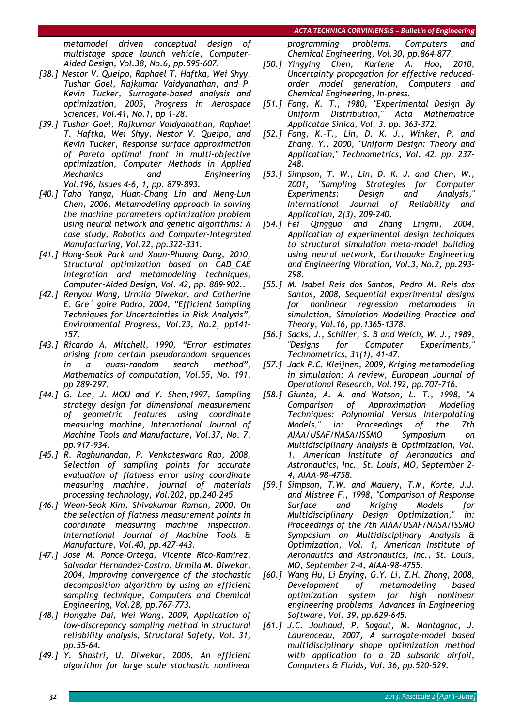*metamodel driven conceptual design of multistage space launch vehicle, Computer-Aided Design, Vol.38, No.6, pp.595-607.*

*[38.] Nestor V. Queipo, Raphael T. Haftka, Wei Shyy, Tushar Goel, Rajkumar Vaidyanathan, and P. Kevin Tucker, Surrogate-based analysis and optimization, 2005, Progress in Aerospace Sciences, Vol.41, No.1, pp 1-28.*

*[39.] Tushar Goel, Rajkumar Vaidyanathan, Raphael T. Haftka, Wei Shyy, Nestor V. Queipo, and Kevin Tucker, Response surface approximation of Pareto optimal front in multi-objective optimization, Computer Methods in Applied Mechanics and Engineering Vol.196, Issues 4-6, 1, pp. 879-893.*

*[40.] Taho Yanga, Huan-Chang Lin and Meng-Lun Chen, 2006, Metamodeling approach in solving the machine parameters optimization problem using neural network and genetic algorithms: A case study, Robotics and Computer-Integrated Manufacturing, Vol.22, pp.322-331.*

*[41.] Hong-Seok Park and Xuan-Phuong Dang, 2010, Structural optimization based on CAD_CAE integration and metamodeling techniques, Computer-Aided Design, Vol. 42, pp. 889-902..*

*[42.] Renyou Wang, Urmila Diwekar, and Catherine E. Gre´ goire Padro, 2004, "Efficient Sampling Techniques for Uncertainties in Risk Analysis", Environmental Progress, Vol.23, No.2, pp141-157.*

*[43.] Ricardo A. Mitchell, 1990, "Error estimates arising from certain pseudorandom sequences in a quasi-random search method", Mathematics of computation, Vol.55, No. 191, pp 289-297.*

*[44.] G. Lee, J. MOU and Y. Shen,1997, Sampling strategy design for dimensional measurement of geometric features using coordinate measuring machine, International Journal of Machine Tools and Manufacture, Vol.37, No. 7, pp.917-934.*

*[45.] R. Raghunandan, P. Venkateswara Rao, 2008, Selection of sampling points for accurate evaluation of flatness error using coordinate measuring machine, journal of materials processing technology, Vol.202, pp.240-245.*

*[46.] Weon-Seok Kim, Shivakumar Raman, 2000, On the selection of flatness measurement points in coordinate measuring machine inspection, International Journal of Machine Tools & Manufacture, Vol.40, pp.427-443.*

*[47.] Jose M. Ponce-Ortega, Vicente Rico-Ramirez, Salvador Hernandez-Castro, Urmila M. Diwekar, 2004, Improving convergence of the stochastic decomposition algorithm by using an efficient sampling technique, Computers and Chemical Engineering, Vol.28, pp.767-773.*

*[48.] Hongzhe Dai, Wei Wang, 2009, Application of low-discrepancy sampling method in structural reliability analysis, Structural Safety, Vol. 31, pp.55-64.*

*[49.] Y. Shastri, U. Diwekar, 2006, An efficient algorithm for large scale stochastic nonlinear programming problems, Computers and Chemical Engineering, Vol.30, pp.864-877.*

*[50.] Yingying Chen, Karlene A. Hoo, 2010, Uncertainty propagation for effective reduced-order model generation, Computers and Chemical Engineering, In-press.*

*[51.] Fang, K. T., 1980, "Experimental Design By Uniform Distribution," Acta Mathematice Applicatae Sinica, Vol. 3. pp. 363-372.*

*[52.] Fang, K.-T., Lin, D. K. J., Winker, P. and Zhang, Y., 2000, "Uniform Design: Theory and Application," Technometrics, Vol. 42, pp. 237-248.*

*[53.] Simpson, T. W., Lin, D. K. J. and Chen, W., 2001, "Sampling Strategies for Computer Experiments: Design and Analysis," International Journal of Reliability and Application, 2(3), 209-240.*

*[54.] Fei Qingguo and Zhang Lingmi, 2004, Application of experimental design techniques to structural simulation meta-model building using neural network, Earthquake Engineering and Engineering Vibration, Vol.3, No.2, pp.293-298.*

*[55.] M. Isabel Reis dos Santos, Pedro M. Reis dos Santos, 2008, Sequential experimental designs for nonlinear regression metamodels in simulation, Simulation Modelling Practice and Theory, Vol.16, pp.1365-1378.*

*[56.] Sacks, J., Schiller, S. B and Welch, W. J., 1989, "Designs for Computer Experiments," Technometrics, 31(1), 41-47.*

*[57.] Jack P.C. Kleijnen, 2009, Kriging metamodeling in simulation: A review, European Journal of Operational Research, Vol.192, pp.707-716.*

*[58.] Giunta, A. A. and Watson, L. T., 1998, "A Comparison of Approximation Modeling Techniques: Polynomial Versus Interpolating Models," in: Proceedings of the 7th AIAA/USAF/NASA/ISSMO Symposium on Multidisciplinary Analysis & Optimization, Vol. 1, American Institute of Aeronautics and Astronautics, Inc., St. Louis, MO, September 2-4, AIAA-98-4758.*

*[59.] Simpson, T.W. and Mauery, T.M, Korte, J.J. and Mistree F., 1998, "Comparison of Response Surface and Kriging Models for Multidisciplinary Design Optimization," in: Proceedings of the 7th AIAA/USAF/NASA/ISSMO Symposium on Multidisciplinary Analysis & Optimization, Vol. 1, American Institute of Aeronautics and Astronautics, Inc., St. Louis, MO, September 2-4, AIAA-98-4755.*

*[60.] Wang Hu, Li Enying, G.Y. Li, Z.H. Zhong, 2008, Development of metamodeling based optimization system for high nonlinear engineering problems, Advances in Engineering Software, Vol. 39, pp.629-645.*

*[61.] J.C. Jouhaud, P. Sagaut, M. Montagnac, J. Laurenceau, 2007, A surrogate-model based multidisciplinary shape optimization method with application to a 2D subsonic airfoil, Computers & Fluids, Vol. 36, pp.520-529.*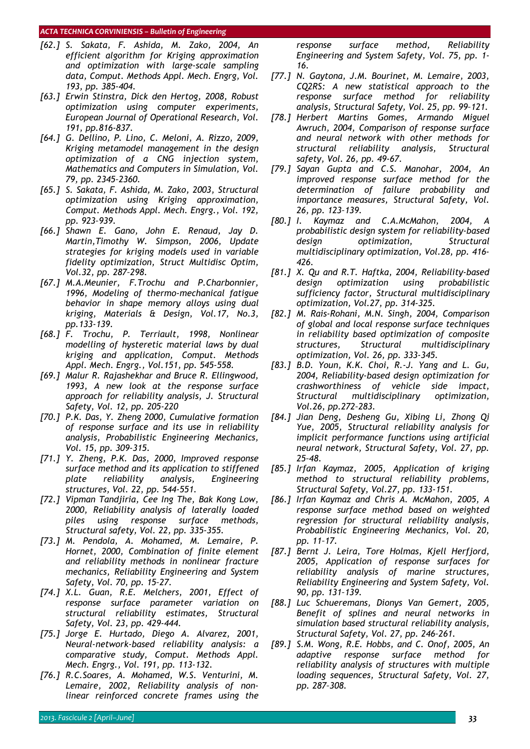*[62.] S. Sakata, F. Ashida, M. Zako, 2004, An efficient algorithm for Kriging approximation and optimization with large-scale sampling data, Comput. Methods Appl. Mech. Engrg, Vol. 193, pp. 385-404.*

*[63.] Erwin Stinstra, Dick den Hertog, 2008, Robust optimization using computer experiments, European Journal of Operational Research, Vol. 191, pp.816-837.*

*[64.] G. Dellino, P. Lino, C. Meloni, A. Rizzo, 2009, Kriging metamodel management in the design optimization of a CNG injection system, Mathematics and Computers in Simulation, Vol. 79, pp. 2345–2360.*

*[65.] S. Sakata, F. Ashida, M. Zako, 2003, Structural optimization using Kriging approximation, Comput. Methods Appl. Mech. Engrg., Vol. 192, pp. 923–939.*

*[66.] Shawn E. Gano, John E. Renaud, Jay D. Martin,Timothy W. Simpson, 2006, Update strategies for kriging models used in variable fidelity optimization, Struct Multidisc Optim, Vol.32, pp. 287–298.*

*[67.] M.A.Meunier, F.Trochu and P.Charbonnier, 1996, Modeling of thermo-mechanical fatigue behavior in shape memory alloys using dual kriging, Materials & Design, Vol.17, No.3, pp.133-139.*

*[68.] F. Trochu, P. Terriault, 1998, Nonlinear modelling of hysteretic material laws by dual kriging and application, Comput. Methods Appl. Mech. Engrg., Vol.151, pp. 545-558.*

*[69.] Malur R. Rajashekhar and Bruce R. Ellingwood, 1993, A new look at the response surface approach for reliability analysis, J. Structural Safety, Vol. 12, pp. 205-220*

*[70.] P.K. Das, Y. Zheng 2000, Cumulative formation of response surface and its use in reliability analysis, Probabilistic Engineering Mechanics, Vol. 15, pp. 309-315.*

*[71.] Y. Zheng, P.K. Das, 2000, Improved response surface method and its application to stiffened plate reliability analysis, Engineering structures, Vol. 22, pp. 544-551.*

*[72.] Vipman Tandjiria, Cee Ing The, Bak Kong Low, 2000, Reliability analysis of laterally loaded piles using response surface methods, Structural safety, Vol. 22, pp. 335-355.*

*[73.] M. Pendola, A. Mohamed, M. Lemaire, P. Hornet, 2000, Combination of finite element and reliability methods in nonlinear fracture mechanics, Reliability Engineering and System Safety, Vol. 70, pp. 15–27.*

*[74.] X.L. Guan, R.E. Melchers, 2001, Effect of response surface parameter variation on structural reliability estimates, Structural Safety, Vol. 23, pp. 429-444.*

*[75.] Jorge E. Hurtado, Diego A. Alvarez, 2001, Neural-network-based reliability analysis: a comparative study, Comput. Methods Appl. Mech. Engrg., Vol. 191, pp. 113-132.*

*[76.] R.C.Soares, A. Mohamed, W.S. Venturini, M. Lemaire, 2002, Reliability analysis of non-linear reinforced concrete frames using the response surface method, Reliability Engineering and System Safety, Vol. 75, pp. 1-16.*

*[77.] N. Gaytona, J.M. Bourinet, M. Lemaire, 2003, CQ2RS: A new statistical approach to the response surface method for reliability analysis, Structural Safety, Vol. 25, pp. 99-121.*

*[78.] Herbert Martins Gomes, Armando Miguel Awruch, 2004, Comparison of response surface and neural network with other methods for structural reliability analysis, Structural safety, Vol. 26, pp. 49-67.*

*[79.] Sayan Gupta and C.S. Manohar, 2004, An improved response surface method for the determination of failure probability and importance measures, Structural Safety, Vol. 26, pp. 123–139.*

*[80.] I. Kaymaz and C.A.McMahon, 2004, A probabilistic design system for reliability-based design optimization, Structural multidisciplinary optimization, Vol.28, pp. 416-426.*

*[81.] X. Qu and R.T. Haftka, 2004, Reliability-based design optimization using probabilistic sufficiency factor, Structural multidisciplinary optimization, Vol.27, pp. 314-325.*

*[82.] M. Rais-Rohani, M.N. Singh, 2004, Comparison of global and local response surface techniques in reliability based optimization of composite structures, Structural multidisciplinary optimization, Vol. 26, pp. 333-345.*

*[83.] B.D. Youn, K.K. Choi, R.-J. Yang and L. Gu, 2004, Reliability-based design optimization for crashworthiness of vehicle side impact, Structural multidisciplinary optimization, Vol.26, pp.272–283.*

*[84.] Jian Deng, Desheng Gu, Xibing Li, Zhong Qi Yue, 2005, Structural reliability analysis for implicit performance functions using artificial neural network, Structural Safety, Vol. 27, pp. 25-48.*

*[85.] Irfan Kaymaz, 2005, Application of kriging method to structural reliability problems, Structural Safety, Vol.27, pp. 133-151.*

*[86.] Irfan Kaymaz and Chris A. McMahon, 2005, A response surface method based on weighted regression for structural reliability analysis, Probabilistic Engineering Mechanics, Vol. 20, pp. 11–17.*

*[87.] Bernt J. Leira, Tore Holmas, Kjell Herfjord, 2005, Application of response surfaces for reliability analysis of marine structures, Reliability Engineering and System Safety, Vol. 90, pp. 131–139.*

*[88.] Luc Schueremans, Dionys Van Gemert, 2005, Benefit of splines and neural networks in simulation based structural reliability analysis, Structural Safety, Vol. 27, pp. 246–261.*

*[89.] S.M. Wong, R.E. Hobbs, and C. Onof, 2005, An adaptive response surface method for reliability analysis of structures with multiple loading sequences, Structural Safety, Vol. 27, pp. 287–308.*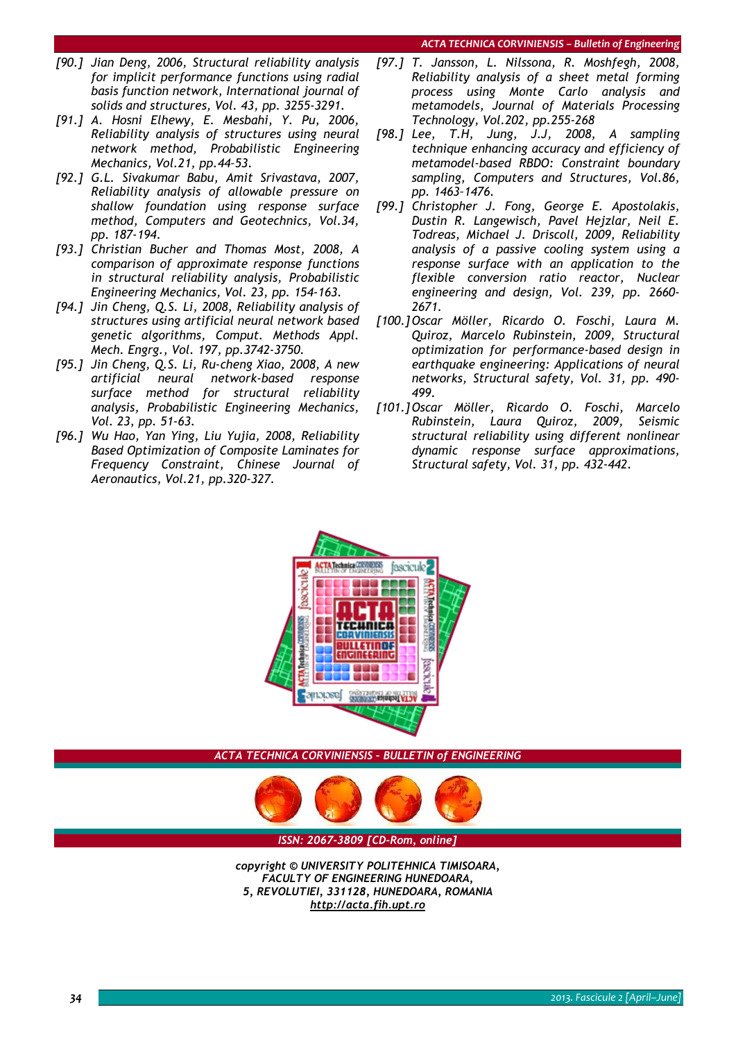[90.] Jian Deng, 2006, Structural reliability analysis for implicit performance functions using radial basis function network, International journal of solids and structures, Vol. 43, pp. 3255-3291.

[91.] A. Hosni Elhewy, E. Mesbahi, Y. Pu, 2006, Reliability analysis of structures using neural network method, Probabilistic Engineering Mechanics, Vol.21, pp.44-53.

[92.] G.L. Sivakumar Babu, Amit Srivastava, 2007, Reliability analysis of allowable pressure on shallow foundation using response surface method, Computers and Geotechnics, Vol.34, pp. 187-194.

[93.] Christian Bucher and Thomas Most, 2008, A comparison of approximate response functions in structural reliability analysis, Probabilistic Engineering Mechanics, Vol. 23, pp. 154-163.

[94.] Jin Cheng, Q.S. Li, 2008, Reliability analysis of structures using artificial neural network based genetic algorithms, Comput. Methods Appl. Mech. Engrg., Vol. 197, pp.3742-3750.

[95.] Jin Cheng, Q.S. Li, Ru-cheng Xiao, 2008, A new artificial neural network-based response surface method for structural reliability analysis, Probabilistic Engineering Mechanics, Vol. 23, pp. 51-63.

[96.] Wu Hao, Yan Ying, Liu Yujia, 2008, Reliability Based Optimization of Composite Laminates for Frequency Constraint, Chinese Journal of Aeronautics, Vol.21, pp.320-327.

[97.] T. Jansson, L. Nilssona, R. Moshfegh, 2008, Reliability analysis of a sheet metal forming process using Monte Carlo analysis and metamodels, Journal of Materials Processing Technology, Vol.202, pp.255-268

[98.] Lee, T.H, Jung, J.J, 2008, A sampling technique enhancing accuracy and efficiency of metamodel-based RBDO: Constraint boundary sampling, Computers and Structures, Vol.86, pp. 1463–1476.

[99.] Christopher J. Fong, George E. Apostolakis, Dustin R. Langewisch, Pavel Hejzlar, Neil E. Todreas, Michael J. Driscoll, 2009, Reliability analysis of a passive cooling system using a response surface with an application to the flexible conversion ratio reactor, Nuclear engineering and design, Vol. 239, pp. 2660-2671.

[100.] Oscar Möller, Ricardo O. Foschi, Laura M. Quiroz, Marcelo Rubinstein, 2009, Structural optimization for performance-based design in earthquake engineering: Applications of neural networks, Structural safety, Vol. 31, pp. 490-499.

[101.] Oscar Möller, Ricardo O. Foschi, Marcelo Rubinstein, Laura Quiroz, 2009, Seismic structural reliability using different nonlinear dynamic response surface approximations, Structural safety, Vol. 31, pp. 432-442.

ACTA TECHNICA CORVINIENSIS – BULLETIN of ENGINEERING

ISSN: 2067-3809 [CD-Rom, online]

copyright © UNIVERSITY POLITEHNICA TIMISOARA,
FACULTY OF ENGINEERING HUNEDOARA,
5, REVOLUTIEI, 331128, HUNEDOARA, ROMANIA
http://acta.fih.upt.ro